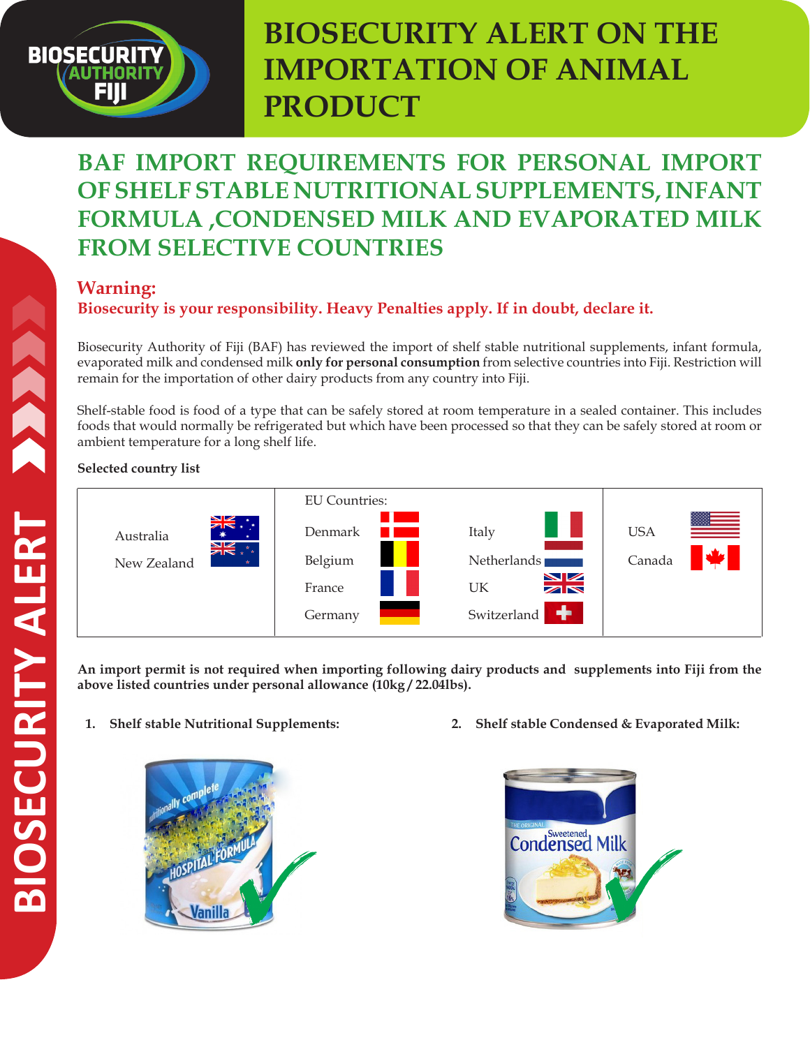# BIOSECURITY ALERT ON THE IMPORTATION OF ANIMAL PRODUCT

## BAF IMPORT REQUIREMENTS FOR PERSONAL IMPORT OF SHELF STABLE NUTRITIONAL SUPPLEMENTS, INFANT FORMULA ,CONDENSED MILK AND EVAPORATED MILK FROM SELECTIVE COUNTRIES

**Warning:**

**Biosecurity is your responsibility. Heavy Penalties apply. If in doubt, declare it.**

Biosecurity Authority of Fiji (BAF) has reviewed the import of shelf stable nutritional supplements, infant formula, evaporated milk and condensed milk **only for personal consumption** from selective countries into Fiji. Restriction will remain for the importation of other dairy products from any country into Fiji.

Shelf-stable food is food of a type that can be safely stored at room temperature in a sealed container. This includes foods that would normally be refrigerated but which have been processed so that they can be safely stored at room or ambient temperature for a long shelf life.

**Selected country list**

| | EU Countries: | | |
|---|---|---|---|
| Australia | Denmark | Italy | USA |
| New Zealand | Belgium | Netherlands | Canada |
| | France | UK | |
| | Germany | Switzerland | |

**An import permit is not required when importing following dairy products and supplements into Fiji from the above listed countries under personal allowance (10kg / 22.04lbs).**

1. **Shelf stable Nutritional Supplements:**
2. **Shelf stable Condensed & Evaporated Milk:**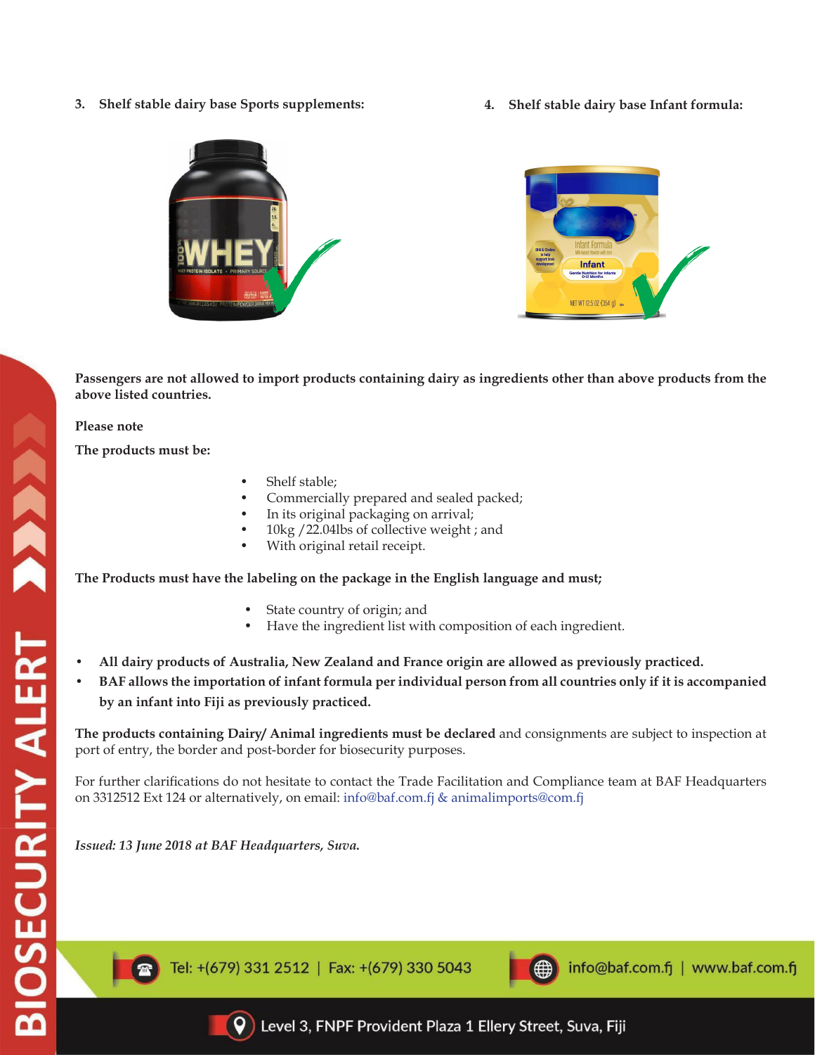3. **Shelf stable dairy base Sports supplements:**

4. **Shelf stable dairy base Infant formula:**

**Passengers are not allowed to import products containing dairy as ingredients other than above products from the above listed countries.**

**Please note**

**The products must be:**

- Shelf stable;
- Commercially prepared and sealed packed;
- In its original packaging on arrival;
- 10kg /22.04lbs of collective weight ; and
- With original retail receipt.

**The Products must have the labeling on the package in the English language and must;**

- State country of origin; and
- Have the ingredient list with composition of each ingredient.

- ***All dairy products of Australia, New Zealand and France origin are allowed as previously practiced.***
- **BAF allows the importation of infant formula per individual person from all countries only if it is accompanied by an infant into Fiji as previously practiced.**

**The products containing Dairy/ Animal ingredients must be declared** and consignments are subject to inspection at port of entry, the border and post-border for biosecurity purposes.

For further clarifications do not hesitate to contact the Trade Facilitation and Compliance team at BAF Headquarters on 3312512 Ext 124 or alternatively, on email: info@baf.com.fj & animalimports@com.fj

*Issued: 13 June 2018 at BAF Headquarters, Suva.*

Tel: +(679) 331 2512 | Fax: +(679) 330 5043

info@baf.com.fj | www.baf.com.fj

Level 3, FNPF Provident Plaza 1 Ellery Street, Suva, Fiji

BIOSECURITY ALERT